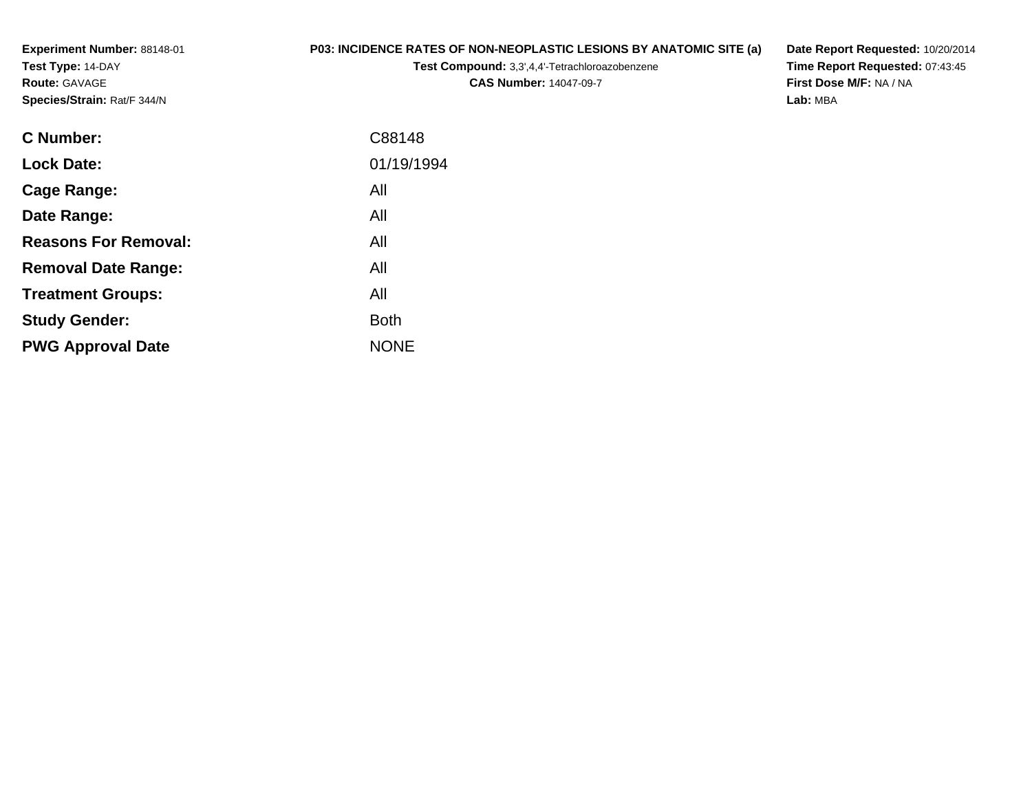**Experiment Number:** 88148-01
**Test Type:** 14-DAY
**Route:** GAVAGE
**Species/Strain:** Rat/F 344/N

**P03: INCIDENCE RATES OF NON-NEOPLASTIC LESIONS BY ANATOMIC SITE (a)**
**Test Compound:** 3,3',4,4'-Tetrachloroazobenzene
**CAS Number:** 14047-09-7

**Date Report Requested:** 10/20/2014
**Time Report Requested:** 07:43:45
**First Dose M/F:** NA / NA
**Lab:** MBA

| | |
|---|---|
| **C Number:** | C88148 |
| **Lock Date:** | 01/19/1994 |
| **Cage Range:** | All |
| **Date Range:** | All |
| **Reasons For Removal:** | All |
| **Removal Date Range:** | All |
| **Treatment Groups:** | All |
| **Study Gender:** | Both |
| **PWG Approval Date** | NONE |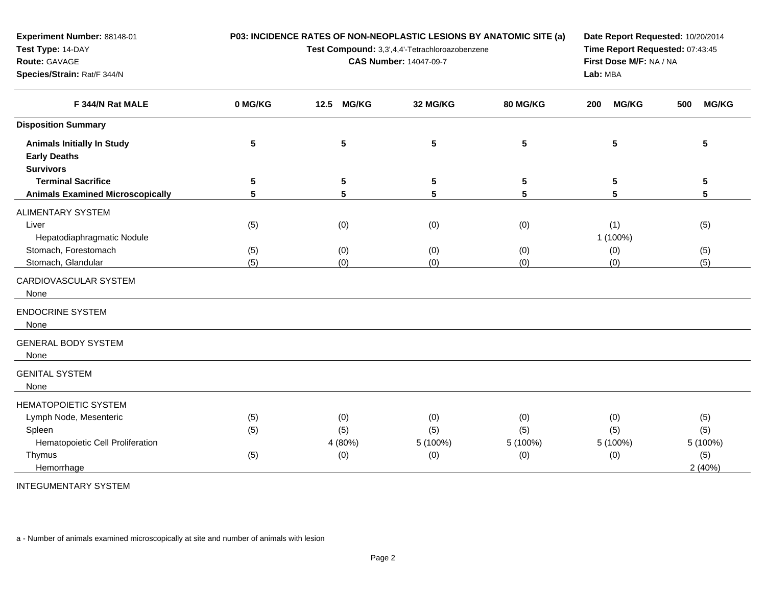**Experiment Number:** 88148-01
**Test Type:** 14-DAY
**Route:** GAVAGE
**Species/Strain:** Rat/F 344/N

**P03: INCIDENCE RATES OF NON-NEOPLASTIC LESIONS BY ANATOMIC SITE (a)**
**Test Compound:** 3,3',4,4'-Tetrachloroazobenzene
**CAS Number:** 14047-09-7

**Date Report Requested:** 10/20/2014
**Time Report Requested:** 07:43:45
**First Dose M/F:** NA / NA
**Lab:** MBA

| F 344/N Rat MALE | 0 MG/KG | 12.5 MG/KG | 32 MG/KG | 80 MG/KG | 200 MG/KG | 500 MG/KG |
|---|---|---|---|---|---|---|
| **Disposition Summary** | | | | | | |
| **Animals Initially In Study** | 5 | 5 | 5 | 5 | 5 | 5 |
| **Early Deaths** | | | | | | |
| **Survivors** | | | | | | |
| **Terminal Sacrifice** | 5 | 5 | 5 | 5 | 5 | 5 |
| **Animals Examined Microscopically** | 5 | 5 | 5 | 5 | 5 | 5 |
| ALIMENTARY SYSTEM | | | | | | |
| Liver | (5) | (0) | (0) | (0) | (1) | (5) |
| Hepatodiaphragmatic Nodule | | | | | 1 (100%) | |
| Stomach, Forestomach | (5) | (0) | (0) | (0) | (0) | (5) |
| Stomach, Glandular | (5) | (0) | (0) | (0) | (0) | (5) |
| CARDIOVASCULAR SYSTEM | | | | | | |
| None | | | | | | |
| ENDOCRINE SYSTEM | | | | | | |
| None | | | | | | |
| GENERAL BODY SYSTEM | | | | | | |
| None | | | | | | |
| GENITAL SYSTEM | | | | | | |
| None | | | | | | |
| HEMATOPOIETIC SYSTEM | | | | | | |
| Lymph Node, Mesenteric | (5) | (0) | (0) | (0) | (0) | (5) |
| Spleen | (5) | (5) | (5) | (5) | (5) | (5) |
| Hematopoietic Cell Proliferation | | 4 (80%) | 5 (100%) | 5 (100%) | 5 (100%) | 5 (100%) |
| Thymus | (5) | (0) | (0) | (0) | (0) | (5) |
| Hemorrhage | | | | | | 2 (40%) |
| INTEGUMENTARY SYSTEM | | | | | | |

a - Number of animals examined microscopically at site and number of animals with lesion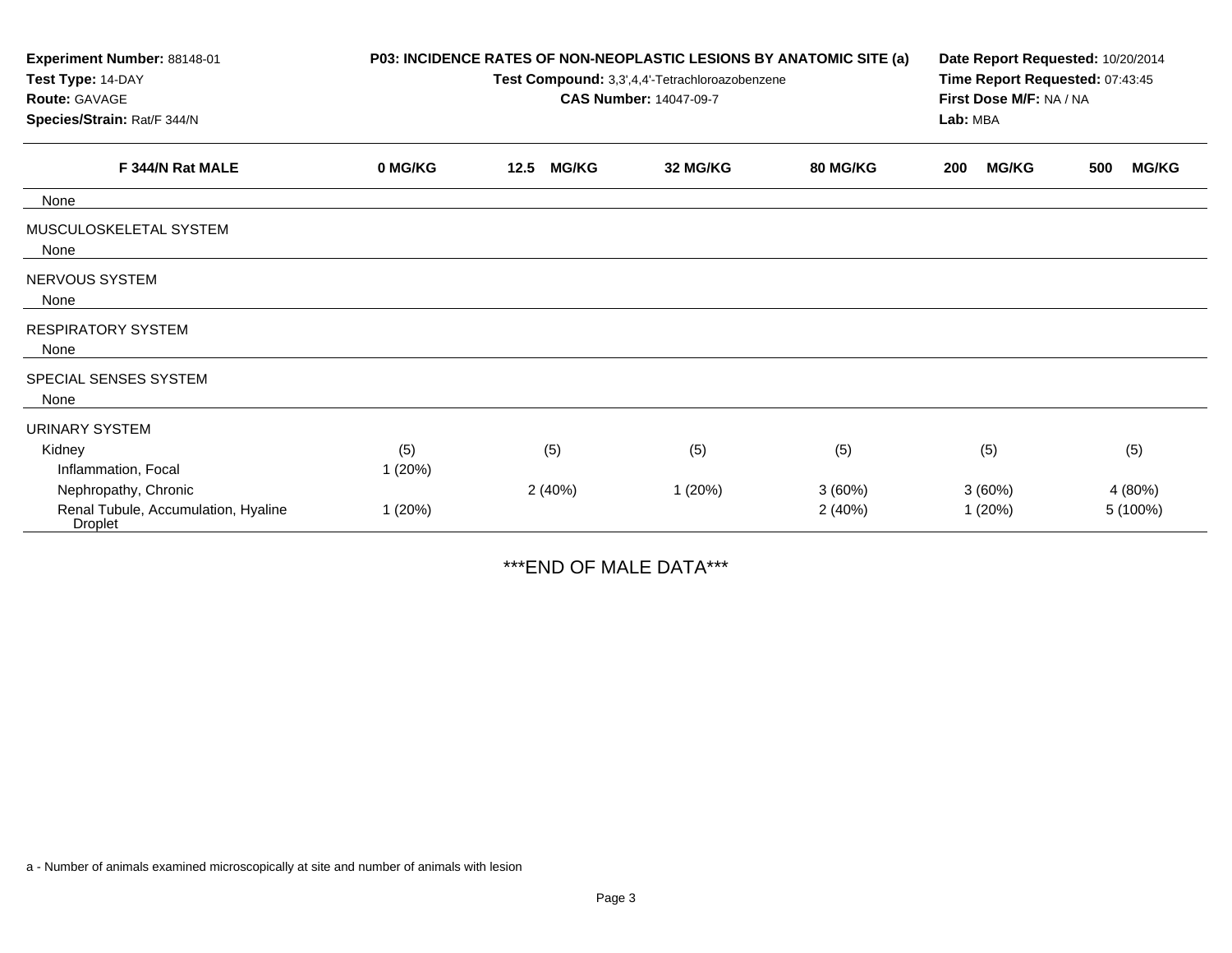**Experiment Number:** 88148-01
**Test Type:** 14-DAY
**Route:** GAVAGE
**Species/Strain:** Rat/F 344/N

**P03: INCIDENCE RATES OF NON-NEOPLASTIC LESIONS BY ANATOMIC SITE (a)**
**Test Compound:** 3,3',4,4'-Tetrachloroazobenzene
**CAS Number:** 14047-09-7

**Date Report Requested:** 10/20/2014
**Time Report Requested:** 07:43:45
**First Dose M/F:** NA / NA
**Lab:** MBA

| F 344/N Rat MALE | 0 MG/KG | 12.5 MG/KG | 32 MG/KG | 80 MG/KG | 200 MG/KG | 500 MG/KG |
|---|---|---|---|---|---|---|
| None | | | | | | |
| MUSCULOSKELETAL SYSTEM | | | | | | |
| None | | | | | | |
| NERVOUS SYSTEM | | | | | | |
| None | | | | | | |
| RESPIRATORY SYSTEM | | | | | | |
| None | | | | | | |
| SPECIAL SENSES SYSTEM | | | | | | |
| None | | | | | | |
| URINARY SYSTEM | | | | | | |
| Kidney | (5) | (5) | (5) | (5) | (5) | (5) |
| Inflammation, Focal | 1 (20%) | | | | | |
| Nephropathy, Chronic | | 2 (40%) | 1 (20%) | 3 (60%) | 3 (60%) | 4 (80%) |
| Renal Tubule, Accumulation, Hyaline Droplet | 1 (20%) | | | 2 (40%) | 1 (20%) | 5 (100%) |

***END OF MALE DATA***

a - Number of animals examined microscopically at site and number of animals with lesion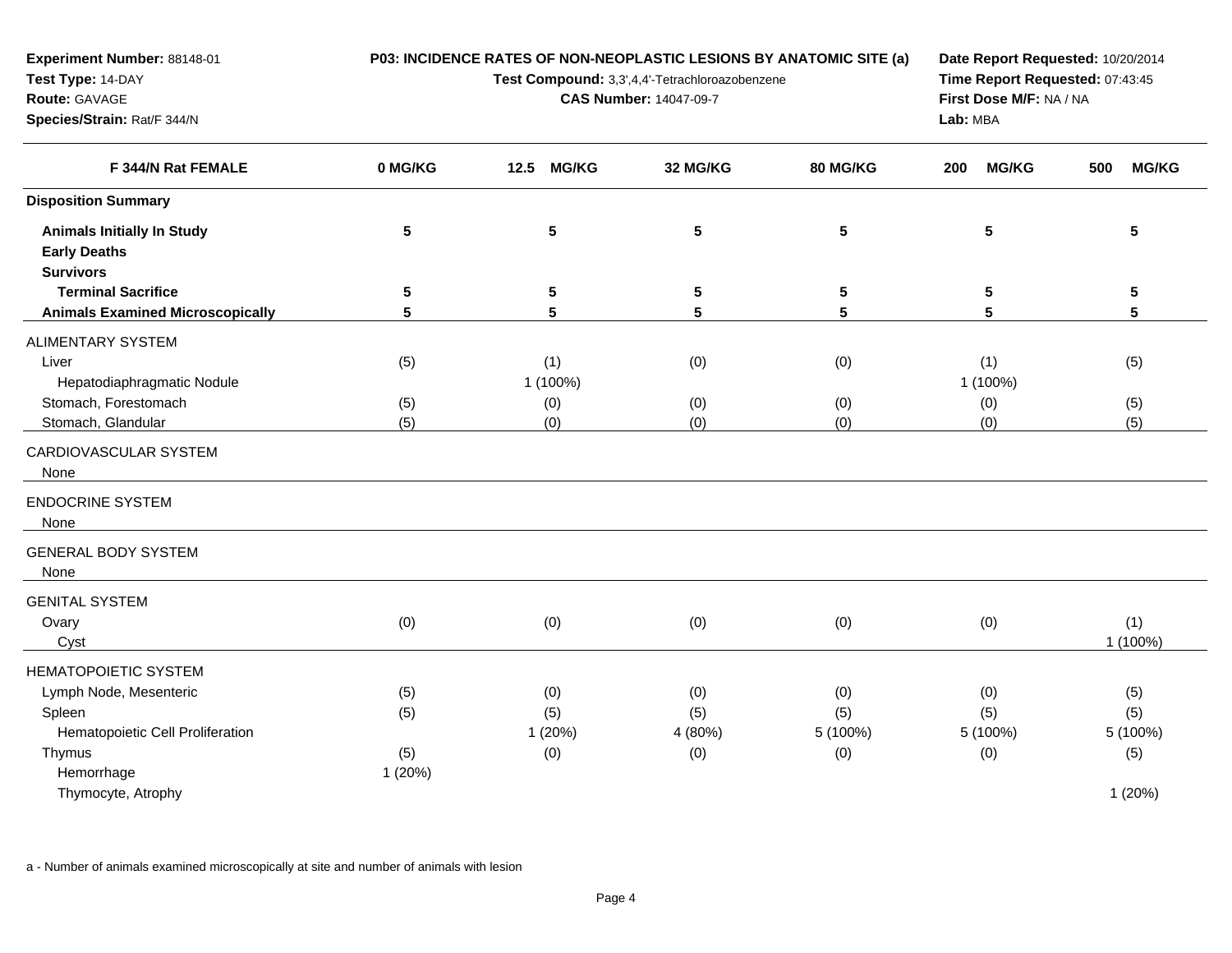**Experiment Number:** 88148-01
**Test Type:** 14-DAY
**Route:** GAVAGE
**Species/Strain:** Rat/F 344/N

**P03: INCIDENCE RATES OF NON-NEOPLASTIC LESIONS BY ANATOMIC SITE (a)**
**Test Compound:** 3,3',4,4'-Tetrachloroazobenzene
**CAS Number:** 14047-09-7

**Date Report Requested:** 10/20/2014
**Time Report Requested:** 07:43:45
**First Dose M/F:** NA / NA
**Lab:** MBA

| F 344/N Rat FEMALE | 0 MG/KG | 12.5 MG/KG | 32 MG/KG | 80 MG/KG | 200 MG/KG | 500 MG/KG |
|---|---|---|---|---|---|---|
| **Disposition Summary** | | | | | | |
| **Animals Initially In Study** | **5** | **5** | **5** | **5** | **5** | **5** |
| **Early Deaths** | | | | | | |
| **Survivors** | | | | | | |
| **Terminal Sacrifice** | **5** | **5** | **5** | **5** | **5** | **5** |
| **Animals Examined Microscopically** | **5** | **5** | **5** | **5** | **5** | **5** |
| ALIMENTARY SYSTEM | | | | | | |
| Liver | (5) | (1) | (0) | (0) | (1) | (5) |
| Hepatodiaphragmatic Nodule | | 1 (100%) | | | 1 (100%) | |
| Stomach, Forestomach | (5) | (0) | (0) | (0) | (0) | (5) |
| Stomach, Glandular | (5) | (0) | (0) | (0) | (0) | (5) |
| CARDIOVASCULAR SYSTEM | | | | | | |
| None | | | | | | |
| ENDOCRINE SYSTEM | | | | | | |
| None | | | | | | |
| GENERAL BODY SYSTEM | | | | | | |
| None | | | | | | |
| GENITAL SYSTEM | | | | | | |
| Ovary | (0) | (0) | (0) | (0) | (0) | (1) |
| Cyst | | | | | | 1 (100%) |
| HEMATOPOIETIC SYSTEM | | | | | | |
| Lymph Node, Mesenteric | (5) | (0) | (0) | (0) | (0) | (5) |
| Spleen | (5) | (5) | (5) | (5) | (5) | (5) |
| Hematopoietic Cell Proliferation | | 1 (20%) | 4 (80%) | 5 (100%) | 5 (100%) | 5 (100%) |
| Thymus | (5) | (0) | (0) | (0) | (0) | (5) |
| Hemorrhage | 1 (20%) | | | | | |
| Thymocyte, Atrophy | | | | | | 1 (20%) |

a - Number of animals examined microscopically at site and number of animals with lesion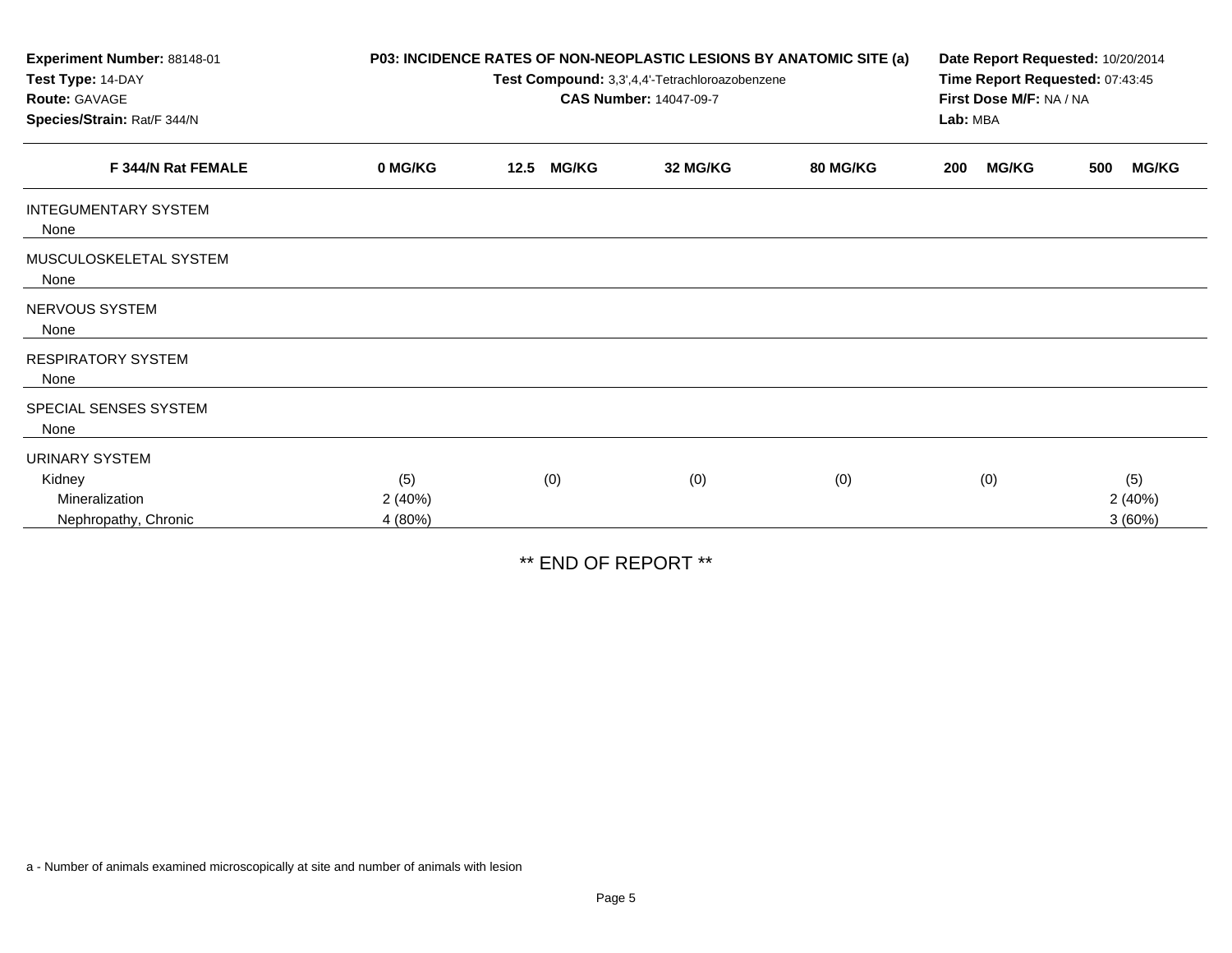**Experiment Number:** 88148-01
**Test Type:** 14-DAY
**Route:** GAVAGE
**Species/Strain:** Rat/F 344/N

**P03: INCIDENCE RATES OF NON-NEOPLASTIC LESIONS BY ANATOMIC SITE (a)**
**Test Compound:** 3,3',4,4'-Tetrachloroazobenzene
**CAS Number:** 14047-09-7

**Date Report Requested:** 10/20/2014
**Time Report Requested:** 07:43:45
**First Dose M/F:** NA / NA
**Lab:** MBA

| F 344/N Rat FEMALE | 0 MG/KG | 12.5 MG/KG | 32 MG/KG | 80 MG/KG | 200 MG/KG | 500 MG/KG |
|---|---|---|---|---|---|---|
| INTEGUMENTARY SYSTEM | | | | | | |
| None | | | | | | |
| MUSCULOSKELETAL SYSTEM | | | | | | |
| None | | | | | | |
| NERVOUS SYSTEM | | | | | | |
| None | | | | | | |
| RESPIRATORY SYSTEM | | | | | | |
| None | | | | | | |
| SPECIAL SENSES SYSTEM | | | | | | |
| None | | | | | | |
| URINARY SYSTEM | | | | | | |
| Kidney | (5) | (0) | (0) | (0) | (0) | (5) |
| Mineralization | 2 (40%) | | | | | 2 (40%) |
| Nephropathy, Chronic | 4 (80%) | | | | | 3 (60%) |

** END OF REPORT **

a - Number of animals examined microscopically at site and number of animals with lesion